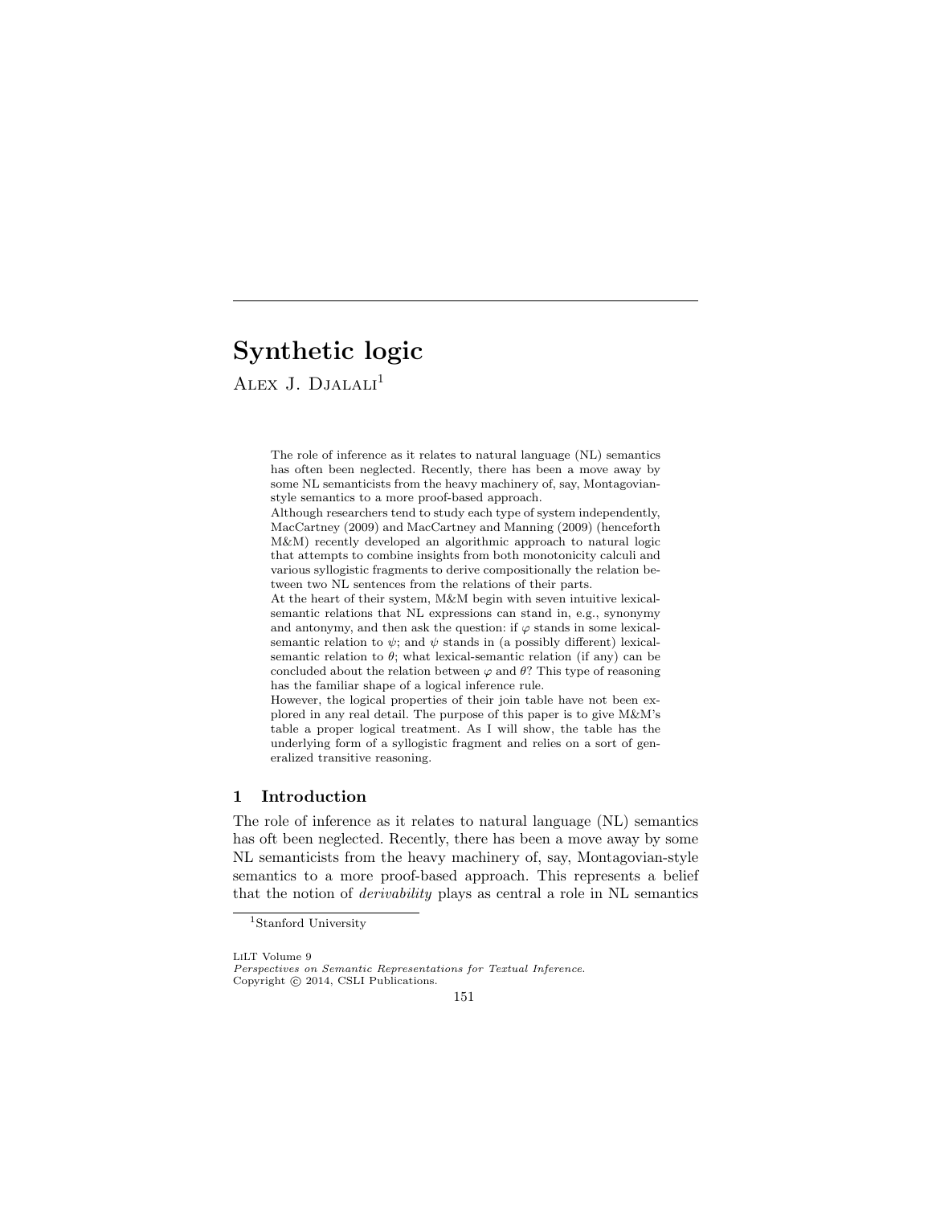# Synthetic logic

Alex J. Djalali[1]

The role of inference as it relates to natural language (NL) semantics has often been neglected. Recently, there has been a move away by some NL semanticists from the heavy machinery of, say, Montagovian-style semantics to a more proof-based approach.

Although researchers tend to study each type of system independently, MacCartney (2009) and MacCartney and Manning (2009) (henceforth M&M) recently developed an algorithmic approach to natural logic that attempts to combine insights from both monotonicity calculi and various syllogistic fragments to derive compositionally the relation between two NL sentences from the relations of their parts.

At the heart of their system, M&M begin with seven intuitive lexical-semantic relations that NL expressions can stand in, e.g., synonymy and antonymy, and then ask the question: if $\varphi$ stands in some lexical-semantic relation to $\psi$; and $\psi$ stands in (a possibly different) lexical-semantic relation to $\theta$; what lexical-semantic relation (if any) can be concluded about the relation between $\varphi$ and $\theta$? This type of reasoning has the familiar shape of a logical inference rule.

However, the logical properties of their join table have not been explored in any real detail. The purpose of this paper is to give M&M's table a proper logical treatment. As I will show, the table has the underlying form of a syllogistic fragment and relies on a sort of generalized transitive reasoning.

## 1 Introduction

The role of inference as it relates to natural language (NL) semantics has oft been neglected. Recently, there has been a move away by some NL semanticists from the heavy machinery of, say, Montagovian-style semantics to a more proof-based approach. This represents a belief that the notion of *derivability* plays as central a role in NL semantics

[1]Stanford University

LiLT Volume 9
*Perspectives on Semantic Representations for Textual Inference.*
Copyright © 2014, CSLI Publications.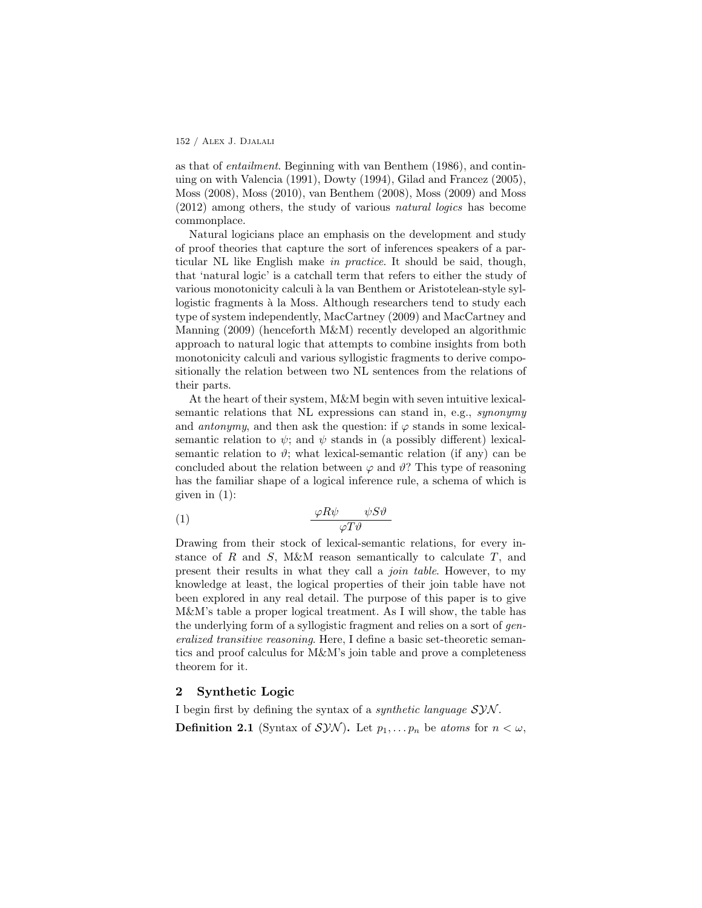as that of *entailment*. Beginning with van Benthem (1986), and continuing on with Valencia (1991), Dowty (1994), Gilad and Francez (2005), Moss (2008), Moss (2010), van Benthem (2008), Moss (2009) and Moss (2012) among others, the study of various *natural logics* has become commonplace.

Natural logicians place an emphasis on the development and study of proof theories that capture the sort of inferences speakers of a particular NL like English make *in practice*. It should be said, though, that 'natural logic' is a catchall term that refers to either the study of various monotonicity calculi à la van Benthem or Aristotelean-style syllogistic fragments à la Moss. Although researchers tend to study each type of system independently, MacCartney (2009) and MacCartney and Manning (2009) (henceforth M&M) recently developed an algorithmic approach to natural logic that attempts to combine insights from both monotonicity calculi and various syllogistic fragments to derive compositionally the relation between two NL sentences from the relations of their parts.

At the heart of their system, M&M begin with seven intuitive lexical-semantic relations that NL expressions can stand in, e.g., *synonymy* and *antonymy*, and then ask the question: if $\varphi$ stands in some lexical-semantic relation to $\psi$; and $\psi$ stands in (a possibly different) lexical-semantic relation to $\vartheta$; what lexical-semantic relation (if any) can be concluded about the relation between $\varphi$ and $\vartheta$? This type of reasoning has the familiar shape of a logical inference rule, a schema of which is given in (1):

$$(1) \qquad \frac{\varphi R \psi \qquad \psi S \vartheta}{\varphi T \vartheta}$$

Drawing from their stock of lexical-semantic relations, for every instance of $R$ and $S$, M&M reason semantically to calculate $T$, and present their results in what they call a *join table*. However, to my knowledge at least, the logical properties of their join table have not been explored in any real detail. The purpose of this paper is to give M&M's table a proper logical treatment. As I will show, the table has the underlying form of a syllogistic fragment and relies on a sort of *generalized transitive reasoning*. Here, I define a basic set-theoretic semantics and proof calculus for M&M's join table and prove a completeness theorem for it.

## 2 Synthetic Logic

I begin first by defining the syntax of a *synthetic language* $\mathcal{SYN}$.

**Definition 2.1** (Syntax of $\mathcal{SYN}$). Let $p_1, \ldots p_n$ be *atoms* for $n < \omega$,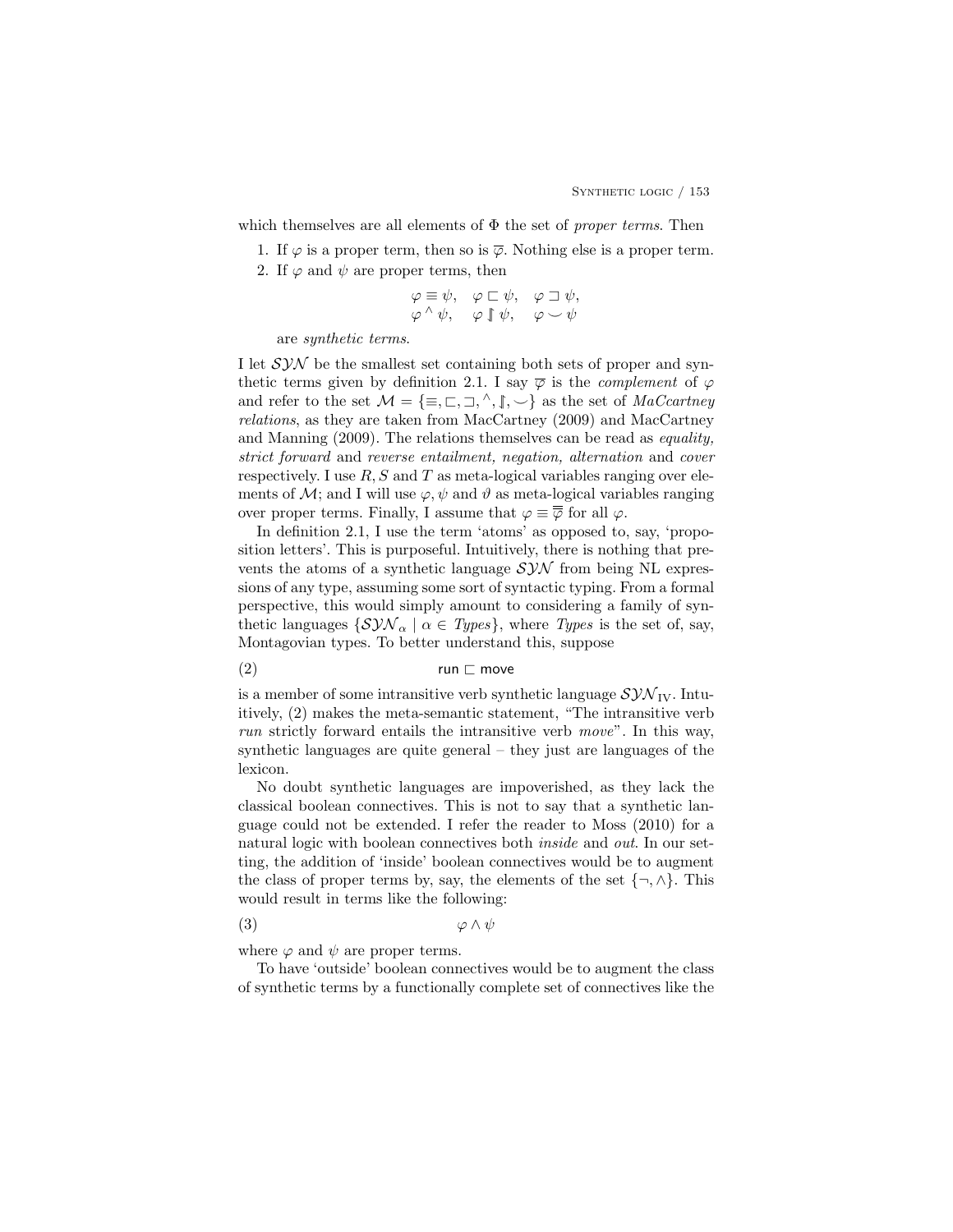which themselves are all elements of $\Phi$ the set of *proper terms*. Then

1. If $\varphi$ is a proper term, then so is $\overline{\varphi}$. Nothing else is a proper term.
2. If $\varphi$ and $\psi$ are proper terms, then

$$\begin{array}{lll} \varphi \equiv \psi, & \varphi \sqsubset \psi, & \varphi \sqsupset \psi, \\ \varphi \,^\wedge\, \psi, & \varphi \mid \psi, & \varphi \smile \psi \end{array}$$

are *synthetic terms*.

I let $\mathcal{SYN}$ be the smallest set containing both sets of proper and synthetic terms given by definition 2.1. I say $\overline{\varphi}$ is the *complement* of $\varphi$ and refer to the set $\mathcal{M} = \{\equiv, \sqsubset, \sqsupset, ^\wedge, \mid, \smile\}$ as the set of *MaCcartney relations*, as they are taken from MacCartney (2009) and MacCartney and Manning (2009). The relations themselves can be read as *equality, strict forward* and *reverse entailment, negation, alternation* and *cover* respectively. I use $R, S$ and $T$ as meta-logical variables ranging over elements of $\mathcal{M}$; and I will use $\varphi, \psi$ and $\vartheta$ as meta-logical variables ranging over proper terms. Finally, I assume that $\varphi \equiv \overline{\overline{\varphi}}$ for all $\varphi$.

In definition 2.1, I use the term 'atoms' as opposed to, say, 'proposition letters'. This is purposeful. Intuitively, there is nothing that prevents the atoms of a synthetic language $\mathcal{SYN}$ from being NL expressions of any type, assuming some sort of syntactic typing. From a formal perspective, this would simply amount to considering a family of synthetic languages $\{\mathcal{SYN}_\alpha \mid \alpha \in \textit{Types}\}$, where *Types* is the set of, say, Montagovian types. To better understand this, suppose

(2) $\quad \textsf{run} \sqsubset \textsf{move}$

is a member of some intransitive verb synthetic language $\mathcal{SYN}_{\text{IV}}$. Intuitively, (2) makes the meta-semantic statement, "The intransitive verb *run* strictly forward entails the intransitive verb *move*". In this way, synthetic languages are quite general – they just are languages of the lexicon.

No doubt synthetic languages are impoverished, as they lack the classical boolean connectives. This is not to say that a synthetic language could not be extended. I refer the reader to Moss (2010) for a natural logic with boolean connectives both *inside* and *out*. In our setting, the addition of 'inside' boolean connectives would be to augment the class of proper terms by, say, the elements of the set $\{\neg, \wedge\}$. This would result in terms like the following:

(3) $\quad \varphi \wedge \psi$

where $\varphi$ and $\psi$ are proper terms.

To have 'outside' boolean connectives would be to augment the class of synthetic terms by a functionally complete set of connectives like the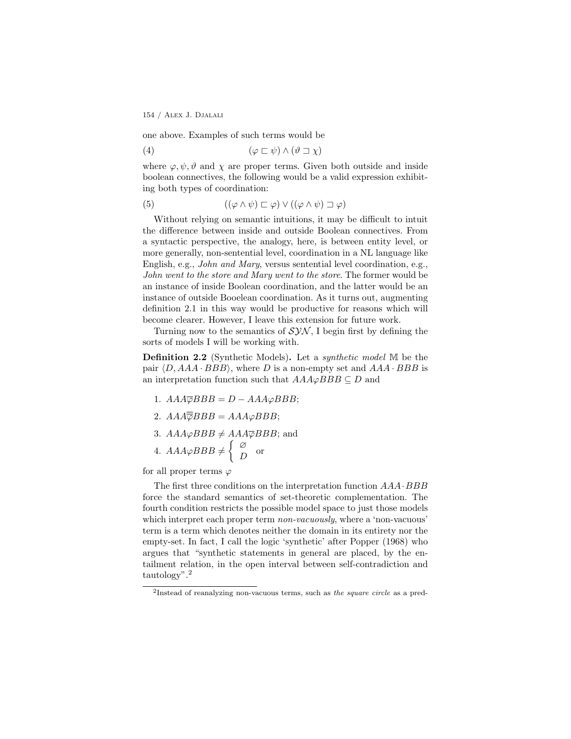one above. Examples of such terms would be

$$(\varphi \sqsubset \psi) \wedge (\vartheta \sqsupset \chi) \tag{4}$$

where $\varphi, \psi, \vartheta$ and $\chi$ are proper terms. Given both outside and inside boolean connectives, the following would be a valid expression exhibiting both types of coordination:

$$((\varphi \wedge \psi) \sqsubset \varphi) \vee ((\varphi \wedge \psi) \sqsupset \varphi) \tag{5}$$

Without relying on semantic intuitions, it may be difficult to intuit the difference between inside and outside Boolean connectives. From a syntactic perspective, the analogy, here, is between entity level, or more generally, non-sentential level, coordination in a NL language like English, e.g., *John and Mary*, versus sentential level coordination, e.g., *John went to the store and Mary went to the store*. The former would be an instance of inside Boolean coordination, and the latter would be an instance of outside Booelean coordination. As it turns out, augmenting definition 2.1 in this way would be productive for reasons which will become clearer. However, I leave this extension for future work.

Turning now to the semantics of $\mathcal{SYN}$, I begin first by defining the sorts of models I will be working with.

**Definition 2.2** (Synthetic Models)**.** Let a *synthetic model* $\mathbb{M}$ be the pair $\langle D, AAA \cdot BBB \rangle$, where $D$ is a non-empty set and $AAA \cdot BBB$ is an interpretation function such that $AAA\varphi BBB \subseteq D$ and

1. $AAA\overline{\varphi}BBB = D - AAA\varphi BBB$;
2. $AAA\overline{\overline{\varphi}}BBB = AAA\varphi BBB$;
3. $AAA\varphi BBB \neq AAA\overline{\varphi}BBB$; and
4. $AAA\varphi BBB \neq \left\{ \begin{array}{l} \varnothing \\ D \end{array} \right.$ or

for all proper terms $\varphi$

The first three conditions on the interpretation function $AAA \cdot BBB$ force the standard semantics of set-theoretic complementation. The fourth condition restricts the possible model space to just those models which interpret each proper term *non-vacuously*, where a 'non-vacuous' term is a term which denotes neither the domain in its entirety nor the empty-set. In fact, I call the logic 'synthetic' after Popper (1968) who argues that "synthetic statements in general are placed, by the entailment relation, in the open interval between self-contradiction and tautology".[2]

[2]Instead of reanalyzing non-vacuous terms, such as *the square circle* as a pred-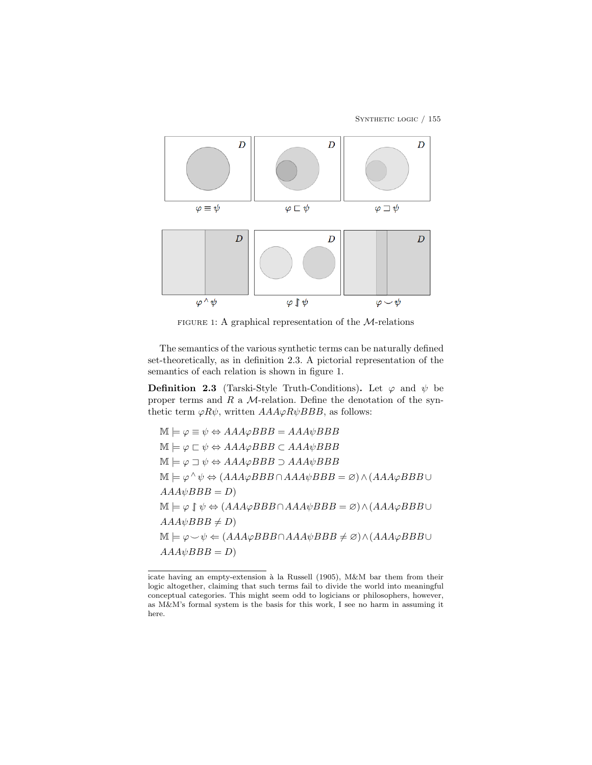$\varphi \equiv \psi$

$\varphi \sqsubset \psi$

$\varphi \sqsupset \psi$

$\varphi \wedge \psi$

$\varphi \mid \psi$

$\varphi \smile \psi$

FIGURE 1: A graphical representation of the $\mathcal{M}$-relations

The semantics of the various synthetic terms can be naturally defined set-theoretically, as in definition 2.3. A pictorial representation of the semantics of each relation is shown in figure 1.

**Definition 2.3** (Tarski-Style Truth-Conditions)**.** Let $\varphi$ and $\psi$ be proper terms and $R$ a $\mathcal{M}$-relation. Define the denotation of the synthetic term $\varphi R \psi$, written $AAA\varphi R\psi BBB$, as follows:

$\mathbb{M} \models \varphi \equiv \psi \Leftrightarrow AAA\varphi BBB = AAA\psi BBB$

$\mathbb{M} \models \varphi \sqsubset \psi \Leftrightarrow AAA\varphi BBB \subset AAA\psi BBB$

$\mathbb{M} \models \varphi \sqsupset \psi \Leftrightarrow AAA\varphi BBB \supset AAA\psi BBB$

$\mathbb{M} \models \varphi \wedge \psi \Leftrightarrow (AAA\varphi BBB \cap AAA\psi BBB = \varnothing) \wedge (AAA\varphi BBB \cup AAA\psi BBB = D)$

$\mathbb{M} \models \varphi \mid \psi \Leftrightarrow (AAA\varphi BBB \cap AAA\psi BBB = \varnothing) \wedge (AAA\varphi BBB \cup AAA\psi BBB \neq D)$

$\mathbb{M} \models \varphi \smile \psi \Leftarrow (AAA\varphi BBB \cap AAA\psi BBB \neq \varnothing) \wedge (AAA\varphi BBB \cup AAA\psi BBB = D)$

icate having an empty-extension à la Russell (1905), M&M bar them from their logic altogether, claiming that such terms fail to divide the world into meaningful conceptual categories. This might seem odd to logicians or philosophers, however, as M&M's formal system is the basis for this work, I see no harm in assuming it here.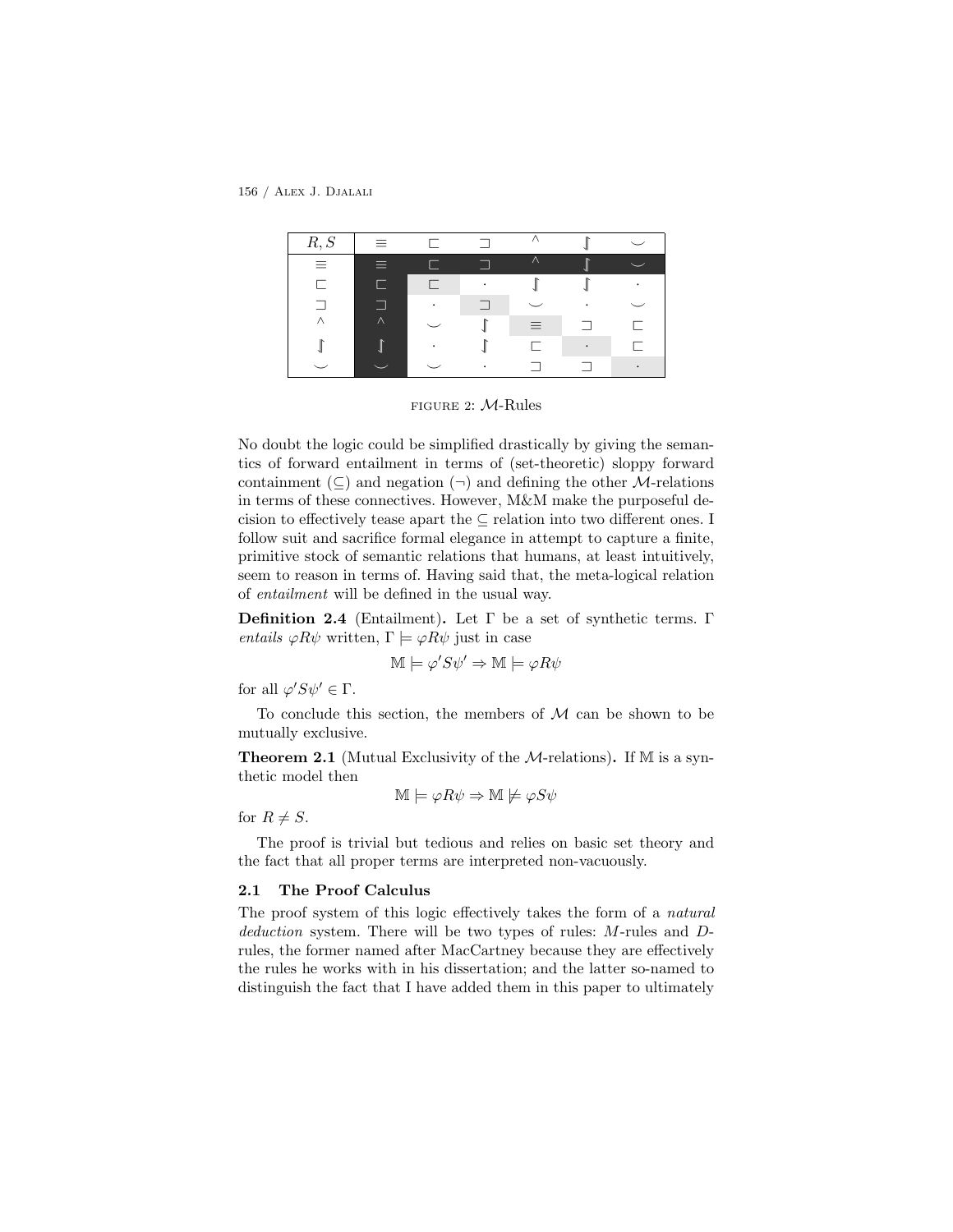| $R, S$ | $\equiv$ | $\sqsubset$ | $\sqsupset$ | $\wedge$ | $\mid$ | $\smile$ |
|---|---|---|---|---|---|---|
| $\equiv$ | $\equiv$ | $\sqsubset$ | $\sqsupset$ | $\wedge$ | $\mid$ | $\smile$ |
| $\sqsubset$ | $\sqsubset$ | $\sqsubset$ | $\cdot$ | $\mid$ | $\mid$ | $\cdot$ |
| $\sqsupset$ | $\sqsupset$ | $\cdot$ | $\sqsupset$ | $\smile$ | $\cdot$ | $\smile$ |
| $\wedge$ | $\wedge$ | $\smile$ | $\mid$ | $\equiv$ | $\sqsupset$ | $\sqsubset$ |
| $\mid$ | $\mid$ | $\cdot$ | $\mid$ | $\sqsubset$ | $\cdot$ | $\sqsubset$ |
| $\smile$ | $\smile$ | $\smile$ | $\cdot$ | $\sqsupset$ | $\sqsupset$ | $\cdot$ |

FIGURE 2: $\mathcal{M}$-Rules

No doubt the logic could be simplified drastically by giving the semantics of forward entailment in terms of (set-theoretic) sloppy forward containment ($\subseteq$) and negation ($\neg$) and defining the other $\mathcal{M}$-relations in terms of these connectives. However, M&M make the purposeful decision to effectively tease apart the $\subseteq$ relation into two different ones. I follow suit and sacrifice formal elegance in attempt to capture a finite, primitive stock of semantic relations that humans, at least intuitively, seem to reason in terms of. Having said that, the meta-logical relation of *entailment* will be defined in the usual way.

**Definition 2.4** (Entailment)**.** Let $\Gamma$ be a set of synthetic terms. $\Gamma$ *entails* $\varphi R \psi$ written, $\Gamma \models \varphi R \psi$ just in case

$$\mathbb{M} \models \varphi' S \psi' \Rightarrow \mathbb{M} \models \varphi R \psi$$

for all $\varphi' S \psi' \in \Gamma$.

To conclude this section, the members of $\mathcal{M}$ can be shown to be mutually exclusive.

**Theorem 2.1** (Mutual Exclusivity of the $\mathcal{M}$-relations)**.** If $\mathbb{M}$ is a synthetic model then

$$\mathbb{M} \models \varphi R \psi \Rightarrow \mathbb{M} \not\models \varphi S \psi$$

for $R \neq S$.

The proof is trivial but tedious and relies on basic set theory and the fact that all proper terms are interpreted non-vacuously.

### 2.1 The Proof Calculus

The proof system of this logic effectively takes the form of a *natural deduction* system. There will be two types of rules: *M*-rules and *D*-rules, the former named after MacCartney because they are effectively the rules he works with in his dissertation; and the latter so-named to distinguish the fact that I have added them in this paper to ultimately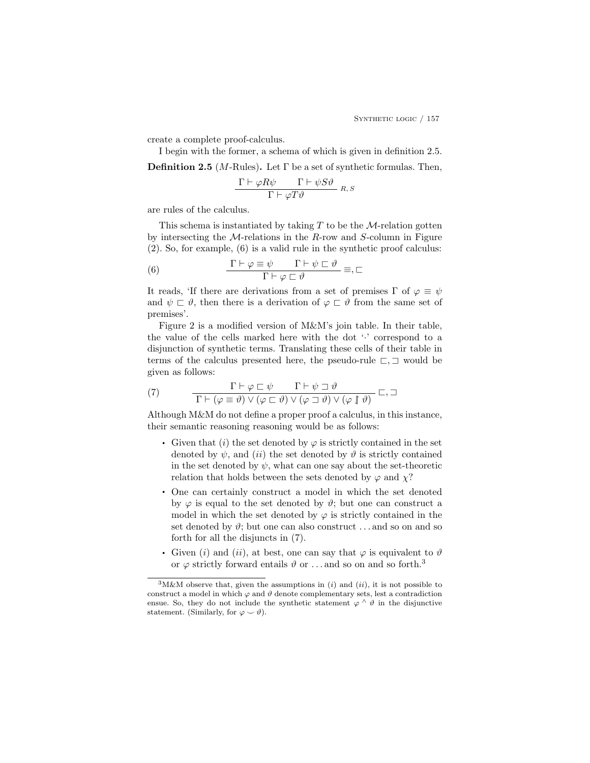create a complete proof-calculus.

I begin with the former, a schema of which is given in definition 2.5.

**Definition 2.5** (*M*-Rules)**.** Let $\Gamma$ be a set of synthetic formulas. Then,

$$\frac{\Gamma \vdash \varphi R \psi \qquad \Gamma \vdash \psi S \vartheta}{\Gamma \vdash \varphi T \vartheta} \; R, S$$

are rules of the calculus.

This schema is instantiated by taking $T$ to be the $\mathcal{M}$-relation gotten by intersecting the $\mathcal{M}$-relations in the $R$-row and $S$-column in Figure (2). So, for example, (6) is a valid rule in the synthetic proof calculus:

$$\text{(6)} \qquad \frac{\Gamma \vdash \varphi \equiv \psi \qquad \Gamma \vdash \psi \sqsubset \vartheta}{\Gamma \vdash \varphi \sqsubset \vartheta} \equiv, \sqsubset$$

It reads, 'If there are derivations from a set of premises $\Gamma$ of $\varphi \equiv \psi$ and $\psi \sqsubset \vartheta$, then there is a derivation of $\varphi \sqsubset \vartheta$ from the same set of premises'.

Figure 2 is a modified version of M&M's join table. In their table, the value of the cells marked here with the dot '$\cdot$' correspond to a disjunction of synthetic terms. Translating these cells of their table in terms of the calculus presented here, the pseudo-rule $\sqsubset, \sqsupset$ would be given as follows:

$$\text{(7)} \qquad \frac{\Gamma \vdash \varphi \sqsubset \psi \qquad \Gamma \vdash \psi \sqsupset \vartheta}{\Gamma \vdash (\varphi \equiv \vartheta) \vee (\varphi \sqsubset \vartheta) \vee (\varphi \sqsupset \vartheta) \vee (\varphi \,\#\, \vartheta)} \sqsubset, \sqsupset$$

Although M&M do not define a proper proof a calculus, in this instance, their semantic reasoning reasoning would be as follows:

- Given that $(i)$ the set denoted by $\varphi$ is strictly contained in the set denoted by $\psi$, and $(ii)$ the set denoted by $\vartheta$ is strictly contained in the set denoted by $\psi$, what can one say about the set-theoretic relation that holds between the sets denoted by $\varphi$ and $\chi$?
- One can certainly construct a model in which the set denoted by $\varphi$ is equal to the set denoted by $\vartheta$; but one can construct a model in which the set denoted by $\varphi$ is strictly contained in the set denoted by $\vartheta$; but one can also construct ... and so on and so forth for all the disjuncts in (7).
- Given $(i)$ and $(ii)$, at best, one can say that $\varphi$ is equivalent to $\vartheta$ or $\varphi$ strictly forward entails $\vartheta$ or ... and so on and so forth.[3]

[3] M&M observe that, given the assumptions in $(i)$ and $(ii)$, it is not possible to construct a model in which $\varphi$ and $\vartheta$ denote complementary sets, lest a contradiction ensue. So, they do not include the synthetic statement $\varphi \wedge \vartheta$ in the disjunctive statement. (Similarly, for $\varphi \smile \vartheta$).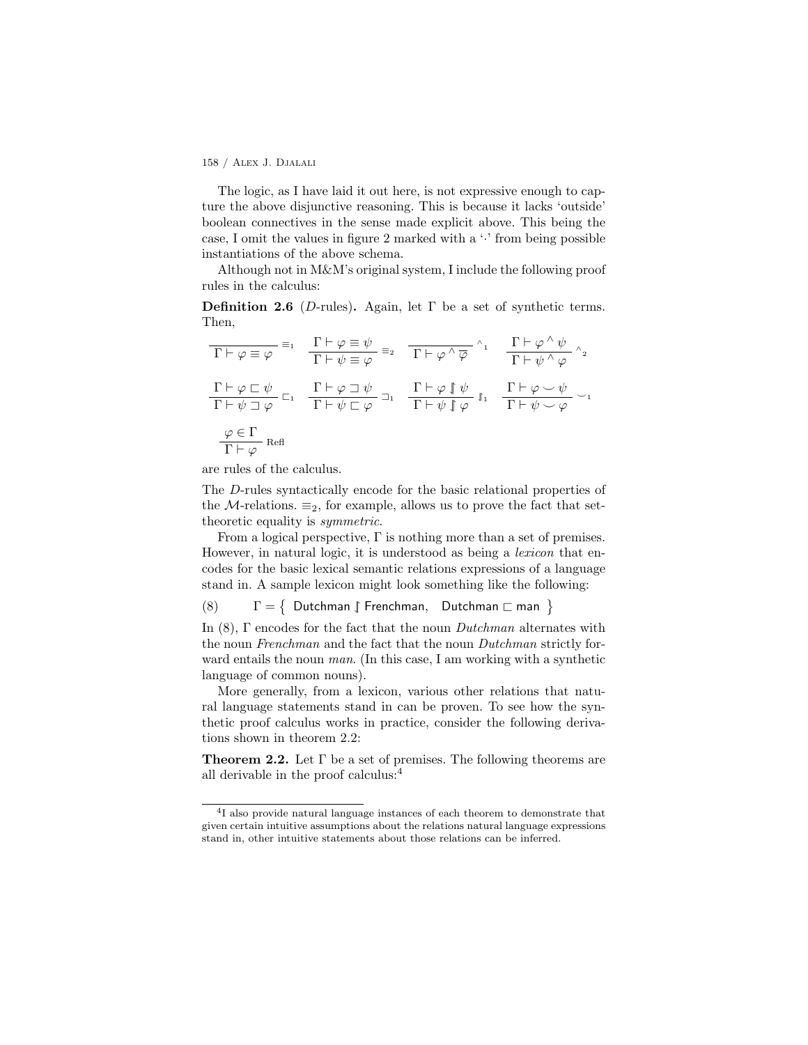The logic, as I have laid it out here, is not expressive enough to capture the above disjunctive reasoning. This is because it lacks 'outside' boolean connectives in the sense made explicit above. This being the case, I omit the values in figure 2 marked with a '·' from being possible instantiations of the above schema.

Although not in M&M's original system, I include the following proof rules in the calculus:

**Definition 2.6** (*D*-rules)**.** Again, let $\Gamma$ be a set of synthetic terms. Then,

$$\frac{}{\Gamma \vdash \varphi \equiv \varphi}\equiv_1 \quad \frac{\Gamma \vdash \varphi \equiv \psi}{\Gamma \vdash \psi \equiv \varphi}\equiv_2 \quad \frac{}{\Gamma \vdash \varphi \wedge \overline{\varphi}}\wedge_1 \quad \frac{\Gamma \vdash \varphi \wedge \psi}{\Gamma \vdash \psi \wedge \varphi}\wedge_2$$

$$\frac{\Gamma \vdash \varphi \sqsubset \psi}{\Gamma \vdash \psi \sqsupset \varphi}\sqsubset_1 \quad \frac{\Gamma \vdash \varphi \sqsupset \psi}{\Gamma \vdash \psi \sqsubset \varphi}\sqsupset_1 \quad \frac{\Gamma \vdash \varphi \mid \psi}{\Gamma \vdash \psi \mid \varphi}\mid_1 \quad \frac{\Gamma \vdash \varphi \smile \psi}{\Gamma \vdash \psi \smile \varphi}\smile_1$$

$$\frac{\varphi \in \Gamma}{\Gamma \vdash \varphi}\text{Refl}$$

are rules of the calculus.

The *D*-rules syntactically encode for the basic relational properties of the $\mathcal{M}$-relations. $\equiv_2$, for example, allows us to prove the fact that set-theoretic equality is *symmetric*.

From a logical perspective, $\Gamma$ is nothing more than a set of premises. However, in natural logic, it is understood as being a *lexicon* that encodes for the basic lexical semantic relations expressions of a language stand in. A sample lexicon might look something like the following:

(8) $\Gamma = \{\ \mathsf{Dutchman} \mid \mathsf{Frenchman},\quad \mathsf{Dutchman} \sqsubset \mathsf{man}\ \}$

In (8), $\Gamma$ encodes for the fact that the noun *Dutchman* alternates with the noun *Frenchman* and the fact that the noun *Dutchman* strictly forward entails the noun *man*. (In this case, I am working with a synthetic language of common nouns).

More generally, from a lexicon, various other relations that natural language statements stand in can be proven. To see how the synthetic proof calculus works in practice, consider the following derivations shown in theorem 2.2:

**Theorem 2.2.** Let $\Gamma$ be a set of premises. The following theorems are all derivable in the proof calculus:[4]

[4] I also provide natural language instances of each theorem to demonstrate that given certain intuitive assumptions about the relations natural language expressions stand in, other intuitive statements about those relations can be inferred.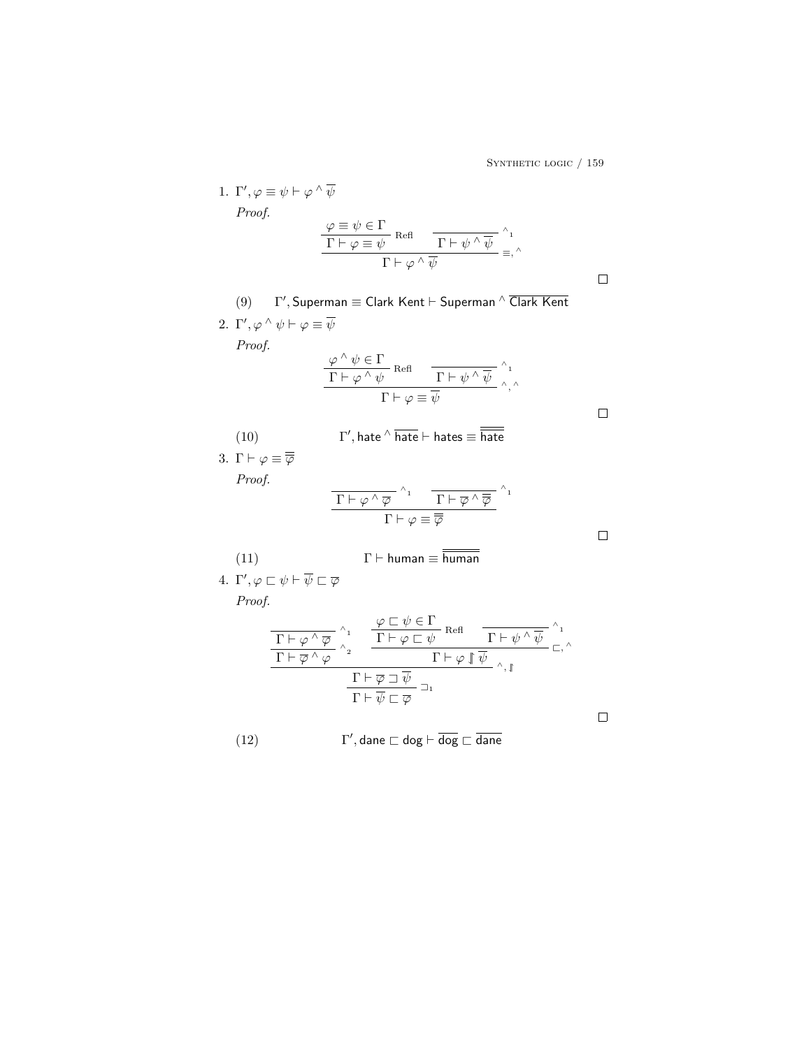1. $\Gamma', \varphi \equiv \psi \vdash \varphi \wedge \overline{\psi}$

   *Proof.*

$$\dfrac{\dfrac{\varphi \equiv \psi \in \Gamma}{\Gamma \vdash \varphi \equiv \psi}\ \text{Refl} \qquad \dfrac{}{\Gamma \vdash \psi \wedge \overline{\psi}}\ \wedge_1}{\Gamma \vdash \varphi \wedge \overline{\psi}}\ \equiv, \wedge$$

□

$$\text{(9)} \qquad \Gamma', \mathsf{Superman} \equiv \mathsf{Clark\ Kent} \vdash \mathsf{Superman} \wedge \overline{\mathsf{Clark\ Kent}}$$

2. $\Gamma', \varphi \wedge \psi \vdash \varphi \equiv \overline{\psi}$

   *Proof.*

$$\dfrac{\dfrac{\varphi \wedge \psi \in \Gamma}{\Gamma \vdash \varphi \wedge \psi}\ \text{Refl} \qquad \dfrac{}{\Gamma \vdash \psi \wedge \overline{\psi}}\ \wedge_1}{\Gamma \vdash \varphi \equiv \overline{\psi}}\ \wedge, \wedge$$

□

$$\text{(10)} \qquad \Gamma', \mathsf{hate} \wedge \overline{\mathsf{hate}} \vdash \mathsf{hates} \equiv \overline{\overline{\mathsf{hate}}}$$

3. $\Gamma \vdash \varphi \equiv \overline{\overline{\varphi}}$

   *Proof.*

$$\dfrac{\dfrac{}{\Gamma \vdash \varphi \wedge \overline{\varphi}}\ \wedge_1 \qquad \dfrac{}{\Gamma \vdash \overline{\varphi} \wedge \overline{\overline{\varphi}}}\ \wedge_1}{\Gamma \vdash \varphi \equiv \overline{\overline{\varphi}}}$$

□

$$\text{(11)} \qquad \Gamma \vdash \mathsf{human} \equiv \overline{\overline{\mathsf{human}}}$$

4. $\Gamma', \varphi \sqsubset \psi \vdash \overline{\psi} \sqsubset \overline{\varphi}$

   *Proof.*

$$\dfrac{\dfrac{\dfrac{\dfrac{}{\Gamma \vdash \varphi \wedge \overline{\varphi}}\ \wedge_1}{\Gamma \vdash \overline{\varphi} \wedge \varphi}\ \wedge_2 \qquad \dfrac{\dfrac{\varphi \sqsubset \psi \in \Gamma}{\Gamma \vdash \varphi \sqsubset \psi}\ \text{Refl} \qquad \dfrac{}{\Gamma \vdash \psi \wedge \overline{\psi}}\ \wedge_1}{\Gamma \vdash \varphi \between \overline{\psi}}\ \sqsubset, \wedge}{\Gamma \vdash \overline{\varphi} \sqsupset \overline{\psi}}\ \wedge, \between}{\Gamma \vdash \overline{\psi} \sqsubset \overline{\varphi}}\ \sqsupset_1$$

□

$$\text{(12)} \qquad \Gamma', \mathsf{dane} \sqsubset \mathsf{dog} \vdash \overline{\mathsf{dog}} \sqsubset \overline{\mathsf{dane}}$$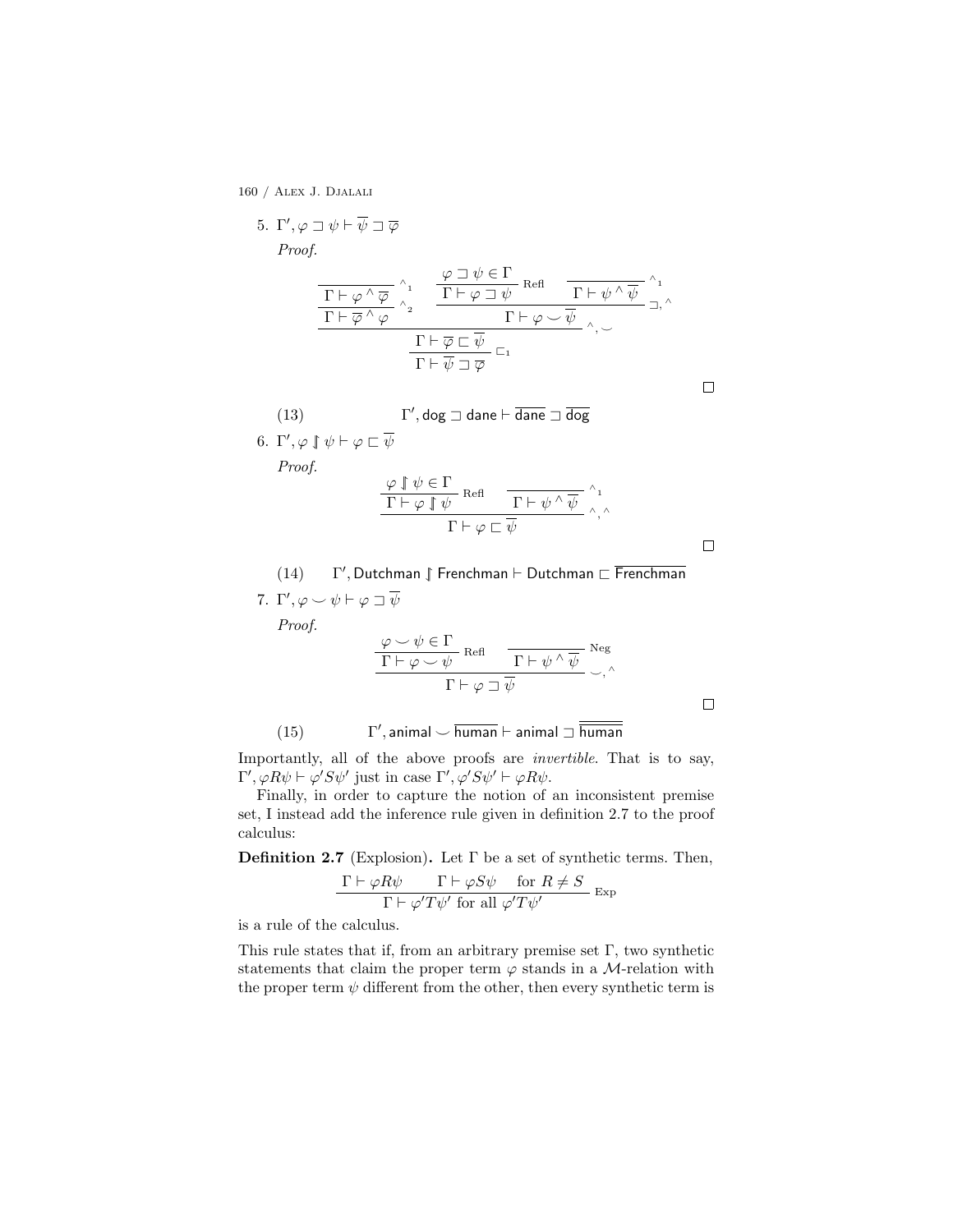5. $\Gamma', \varphi \sqsupset \psi \vdash \overline{\psi} \sqsupset \overline{\varphi}$

*Proof.*

$$\dfrac{\dfrac{\dfrac{}{\Gamma \vdash \varphi \wedge \overline{\varphi}}\,{\wedge_1}}{\Gamma \vdash \overline{\varphi} \wedge \varphi}\,{\wedge_2} \qquad \dfrac{\dfrac{\varphi \sqsupset \psi \in \Gamma}{\Gamma \vdash \varphi \sqsupset \psi}\,\text{Refl} \qquad \dfrac{}{\Gamma \vdash \psi \wedge \overline{\psi}}\,{\wedge_1}}{\Gamma \vdash \varphi \smile \overline{\psi}}\,{\sqsupset, \wedge}}{\dfrac{\Gamma \vdash \overline{\varphi} \sqsubset \overline{\psi}}{\Gamma \vdash \overline{\psi} \sqsupset \overline{\varphi}}\,{\sqsubset_1}}\,{\wedge, \smile}$$

□

$$\Gamma', \mathsf{dog} \sqsupset \mathsf{dane} \vdash \overline{\mathsf{dane}} \sqsupset \overline{\mathsf{dog}} \tag{13}$$

6. $\Gamma', \varphi \,⟭\, \psi \vdash \varphi \sqsubset \overline{\psi}$

*Proof.*

$$\dfrac{\dfrac{\varphi \,⟭\, \psi \in \Gamma}{\Gamma \vdash \varphi \,⟭\, \psi}\,\text{Refl} \qquad \dfrac{}{\Gamma \vdash \psi \wedge \overline{\psi}}\,{\wedge_1}}{\Gamma \vdash \varphi \sqsubset \overline{\psi}}\,{\wedge, \wedge}$$

□

$$\Gamma', \mathsf{Dutchman} \,⟭\, \mathsf{Frenchman} \vdash \mathsf{Dutchman} \sqsubset \overline{\mathsf{Frenchman}} \tag{14}$$

7. $\Gamma', \varphi \smile \psi \vdash \varphi \sqsupset \overline{\psi}$

*Proof.*

$$\dfrac{\dfrac{\varphi \smile \psi \in \Gamma}{\Gamma \vdash \varphi \smile \psi}\,\text{Refl} \qquad \dfrac{}{\Gamma \vdash \psi \wedge \overline{\psi}}\,\text{Neg}}{\Gamma \vdash \varphi \sqsupset \overline{\psi}}\,{\smile, \wedge}$$

□

$$\Gamma', \mathsf{animal} \smile \overline{\mathsf{human}} \vdash \mathsf{animal} \sqsupset \overline{\overline{\mathsf{human}}} \tag{15}$$

Importantly, all of the above proofs are *invertible*. That is to say, $\Gamma', \varphi R \psi \vdash \varphi' S \psi'$ just in case $\Gamma', \varphi' S \psi' \vdash \varphi R \psi$.

Finally, in order to capture the notion of an inconsistent premise set, I instead add the inference rule given in definition 2.7 to the proof calculus:

**Definition 2.7** (Explosion)**.** Let $\Gamma$ be a set of synthetic terms. Then,

$$\dfrac{\Gamma \vdash \varphi R \psi \qquad \Gamma \vdash \varphi S \psi \quad \text{for } R \neq S}{\Gamma \vdash \varphi' T \psi' \text{ for all } \varphi' T \psi'}\,\text{Exp}$$

is a rule of the calculus.

This rule states that if, from an arbitrary premise set $\Gamma$, two synthetic statements that claim the proper term $\varphi$ stands in a $\mathcal{M}$-relation with the proper term $\psi$ different from the other, then every synthetic term is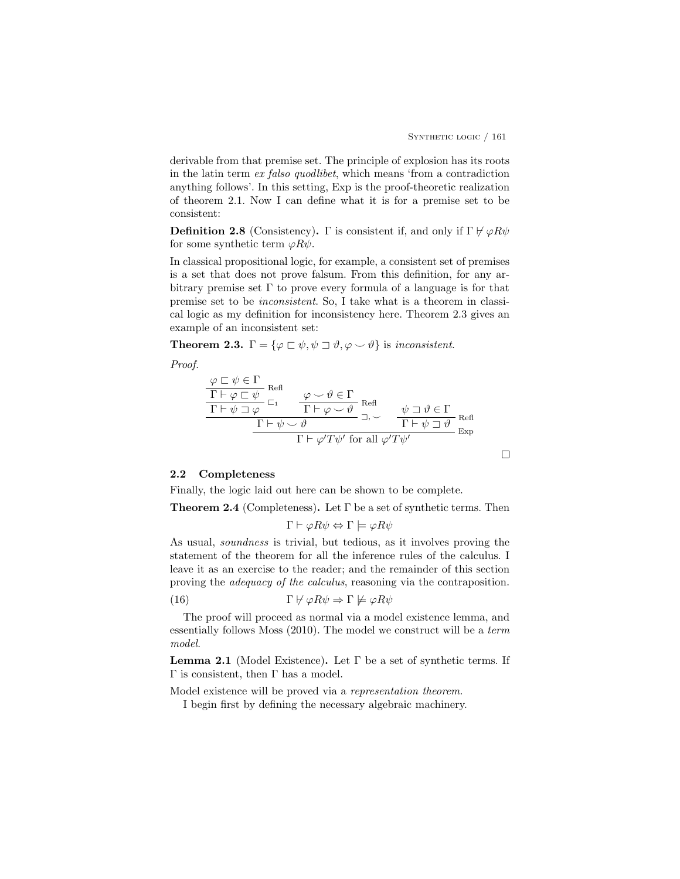derivable from that premise set. The principle of explosion has its roots in the latin term *ex falso quodlibet*, which means 'from a contradiction anything follows'. In this setting, Exp is the proof-theoretic realization of theorem 2.1. Now I can define what it is for a premise set to be consistent:

**Definition 2.8** (Consistency)**.** $\Gamma$ is consistent if, and only if $\Gamma \nvdash \varphi R \psi$ for some synthetic term $\varphi R \psi$.

In classical propositional logic, for example, a consistent set of premises is a set that does not prove falsum. From this definition, for any arbitrary premise set $\Gamma$ to prove every formula of a language is for that premise set to be *inconsistent*. So, I take what is a theorem in classical logic as my definition for inconsistency here. Theorem 2.3 gives an example of an inconsistent set:

**Theorem 2.3.** $\Gamma = \{\varphi \sqsubset \psi, \psi \sqsupset \vartheta, \varphi \smile \vartheta\}$ is *inconsistent*.

*Proof.*

$$\dfrac{\dfrac{\dfrac{\dfrac{\varphi \sqsubset \psi \in \Gamma}{\Gamma \vdash \varphi \sqsubset \psi}\,\text{Refl}}{\Gamma \vdash \psi \sqsupset \varphi}\,\sqsubset_1 \qquad \dfrac{\varphi \smile \vartheta \in \Gamma}{\Gamma \vdash \varphi \smile \vartheta}\,\text{Refl}}{\Gamma \vdash \psi \smile \vartheta}\,\sqsupset,\smile \qquad \dfrac{\psi \sqsupset \vartheta \in \Gamma}{\Gamma \vdash \psi \sqsupset \vartheta}\,\text{Refl}}{\Gamma \vdash \varphi' T \psi' \text{ for all } \varphi' T \psi'}\,\text{Exp}$$

□

### 2.2 Completeness

Finally, the logic laid out here can be shown to be complete.

**Theorem 2.4** (Completeness)**.** Let $\Gamma$ be a set of synthetic terms. Then

$$\Gamma \vdash \varphi R \psi \Leftrightarrow \Gamma \models \varphi R \psi$$

As usual, *soundness* is trivial, but tedious, as it involves proving the statement of the theorem for all the inference rules of the calculus. I leave it as an exercise to the reader; and the remainder of this section proving the *adequacy of the calculus*, reasoning via the contraposition.

$$\Gamma \nvdash \varphi R \psi \Rightarrow \Gamma \not\models \varphi R \psi \tag{16}$$

The proof will proceed as normal via a model existence lemma, and essentially follows Moss (2010). The model we construct will be a *term model*.

**Lemma 2.1** (Model Existence)**.** Let $\Gamma$ be a set of synthetic terms. If $\Gamma$ is consistent, then $\Gamma$ has a model.

Model existence will be proved via a *representation theorem*.

I begin first by defining the necessary algebraic machinery.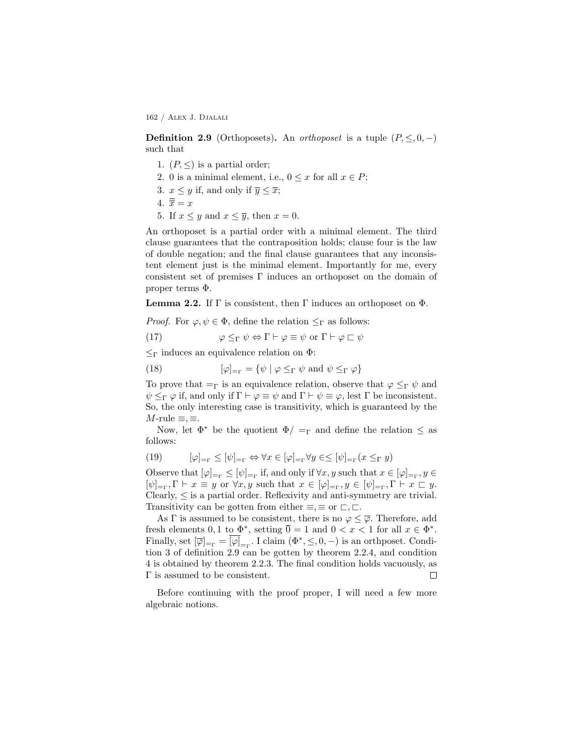**Definition 2.9** (Orthoposets)**.** An *orthoposet* is a tuple $(P, \leq, 0, -)$ such that

1. $(P, \leq)$ is a partial order;
2. 0 is a minimal element, i.e., $0 \leq x$ for all $x \in P$;
3. $x \leq y$ if, and only if $\overline{y} \leq \overline{x}$;
4. $\overline{\overline{x}} = x$
5. If $x \leq y$ and $x \leq \overline{y}$, then $x = 0$.

An orthoposet is a partial order with a minimal element. The third clause guarantees that the contraposition holds; clause four is the law of double negation; and the final clause guarantees that any inconsistent element just is the minimal element. Importantly for me, every consistent set of premises $\Gamma$ induces an orthoposet on the domain of proper terms $\Phi$.

**Lemma 2.2.** If $\Gamma$ is consistent, then $\Gamma$ induces an orthoposet on $\Phi$.

*Proof.* For $\varphi, \psi \in \Phi$, define the relation $\leq_\Gamma$ as follows:

$$\varphi \leq_\Gamma \psi \Leftrightarrow \Gamma \vdash \varphi \equiv \psi \text{ or } \Gamma \vdash \varphi \sqsubset \psi \tag{17}$$

$\leq_\Gamma$ induces an equivalence relation on $\Phi$:

$$[\varphi]_{=_\Gamma} = \{\psi \mid \varphi \leq_\Gamma \psi \text{ and } \psi \leq_\Gamma \varphi\} \tag{18}$$

To prove that $=_\Gamma$ is an equivalence relation, observe that $\varphi \leq_\Gamma \psi$ and $\psi \leq_\Gamma \varphi$ if, and only if $\Gamma \vdash \varphi \equiv \psi$ and $\Gamma \vdash \psi \equiv \varphi$, lest $\Gamma$ be inconsistent. So, the only interesting case is transitivity, which is guaranteed by the $M$-rule $\equiv, \equiv$.

Now, let $\Phi^*$ be the quotient $\Phi / =_\Gamma$ and define the relation $\leq$ as follows:

$$[\varphi]_{=_\Gamma} \leq [\psi]_{=_\Gamma} \Leftrightarrow \forall x \in [\varphi]_{=_\Gamma} \forall y \in \leq [\psi]_{=_\Gamma} (x \leq_\Gamma y) \tag{19}$$

Observe that $[\varphi]_{=_\Gamma} \leq [\psi]_{=_\Gamma}$ if, and only if $\forall x, y$ such that $x \in [\varphi]_{=_\Gamma}, y \in [\psi]_{=_\Gamma}, \Gamma \vdash x \equiv y$ or $\forall x, y$ such that $x \in [\varphi]_{=_\Gamma}, y \in [\psi]_{=_\Gamma}, \Gamma \vdash x \sqsubset y$. Clearly, $\leq$ is a partial order. Reflexivity and anti-symmetry are trivial. Transitivity can be gotten from either $\equiv, \equiv$ or $\sqsubset, \sqsubset$.

As $\Gamma$ is assumed to be consistent, there is no $\varphi \leq \overline{\varphi}$. Therefore, add fresh elements $0, 1$ to $\Phi^*$, setting $\overline{0} = 1$ and $0 < x < 1$ for all $x \in \Phi^*$. Finally, set $[\overline{\varphi}]_{=_\Gamma} = \overline{[\varphi]_{=_\Gamma}}$. I claim $(\Phi^*, \leq, 0, -)$ is an orthposet. Condition 3 of definition 2.9 can be gotten by theorem 2.2.4, and condition 4 is obtained by theorem 2.2.3. The final condition holds vacuously, as $\Gamma$ is assumed to be consistent. $\square$

Before continuing with the proof proper, I will need a few more algebraic notions.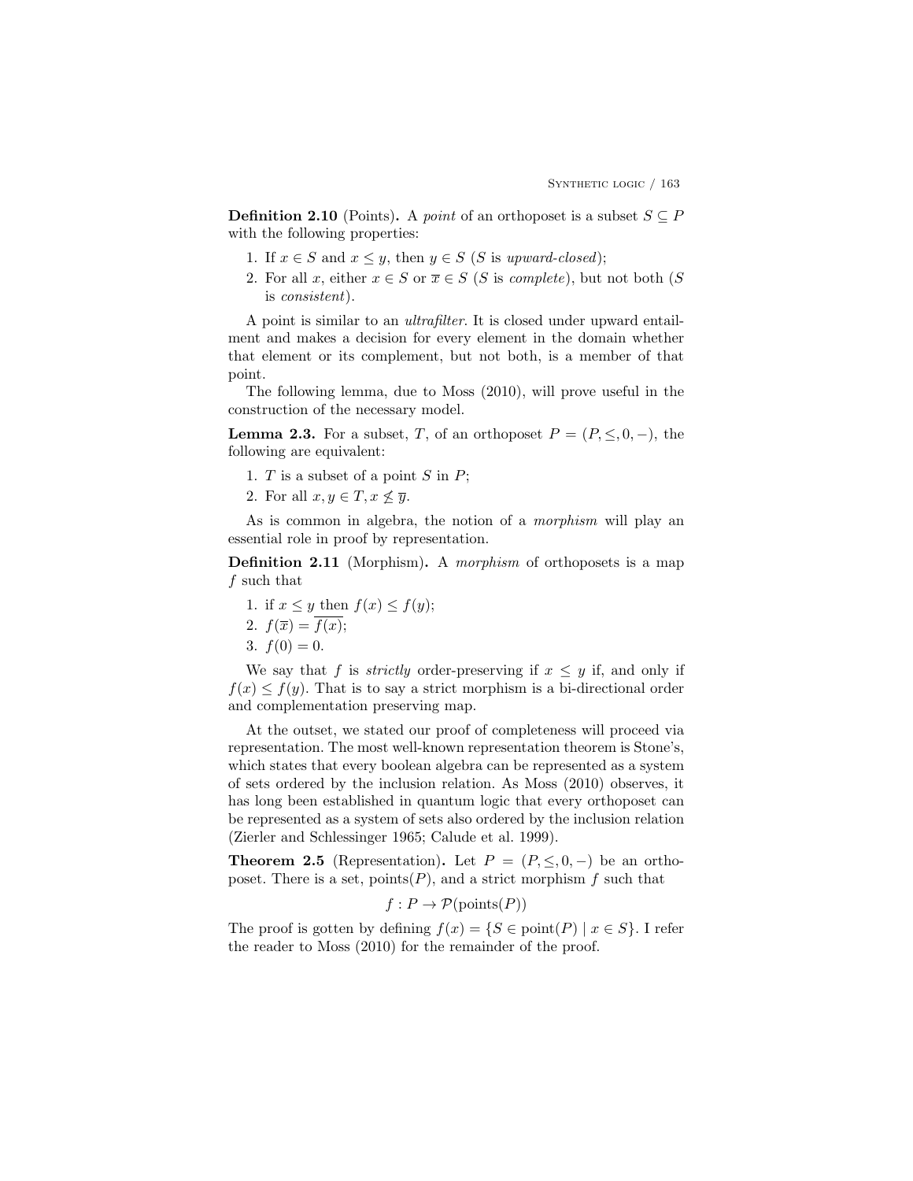**Definition 2.10** (Points)**.** A *point* of an orthoposet is a subset $S \subseteq P$ with the following properties:

1. If $x \in S$ and $x \leq y$, then $y \in S$ ($S$ is *upward-closed*);
2. For all $x$, either $x \in S$ or $\overline{x} \in S$ ($S$ is *complete*), but not both ($S$ is *consistent*).

A point is similar to an *ultrafilter*. It is closed under upward entailment and makes a decision for every element in the domain whether that element or its complement, but not both, is a member of that point.

The following lemma, due to Moss (2010), will prove useful in the construction of the necessary model.

**Lemma 2.3.** For a subset, $T$, of an orthoposet $P = (P, \leq, 0, -)$, the following are equivalent:

1. $T$ is a subset of a point $S$ in $P$;
2. For all $x, y \in T, x \not\leq \overline{y}$.

As is common in algebra, the notion of a *morphism* will play an essential role in proof by representation.

**Definition 2.11** (Morphism)**.** A *morphism* of orthoposets is a map $f$ such that

1. if $x \leq y$ then $f(x) \leq f(y)$;
2. $f(\overline{x}) = \overline{f(x)}$;
3. $f(0) = 0$.

We say that $f$ is *strictly* order-preserving if $x \leq y$ if, and only if $f(x) \leq f(y)$. That is to say a strict morphism is a bi-directional order and complementation preserving map.

At the outset, we stated our proof of completeness will proceed via representation. The most well-known representation theorem is Stone's, which states that every boolean algebra can be represented as a system of sets ordered by the inclusion relation. As Moss (2010) observes, it has long been established in quantum logic that every orthoposet can be represented as a system of sets also ordered by the inclusion relation (Zierler and Schlessinger 1965; Calude et al. 1999).

**Theorem 2.5** (Representation)**.** Let $P = (P, \leq, 0, -)$ be an orthoposet. There is a set, $\text{points}(P)$, and a strict morphism $f$ such that

$$f : P \rightarrow \mathcal{P}(\text{points}(P))$$

The proof is gotten by defining $f(x) = \{S \in \text{point}(P) \mid x \in S\}$. I refer the reader to Moss (2010) for the remainder of the proof.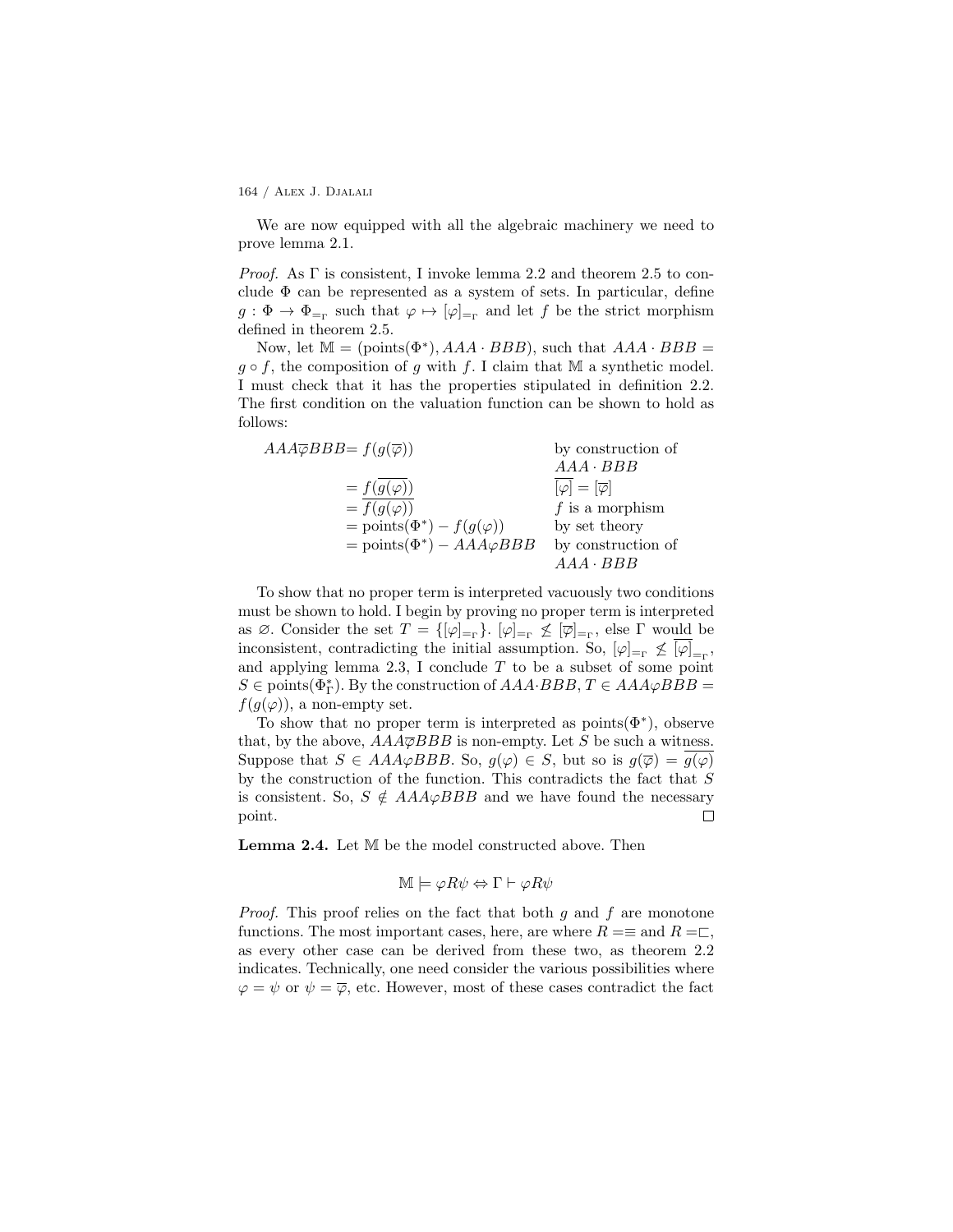We are now equipped with all the algebraic machinery we need to prove lemma 2.1.

*Proof.* As $\Gamma$ is consistent, I invoke lemma 2.2 and theorem 2.5 to conclude $\Phi$ can be represented as a system of sets. In particular, define $g : \Phi \to \Phi_{=_\Gamma}$ such that $\varphi \mapsto [\varphi]_{=_\Gamma}$ and let $f$ be the strict morphism defined in theorem 2.5.

Now, let $\mathbb{M} = (\text{points}(\Phi^*), AAA \cdot BBB)$, such that $AAA \cdot BBB = g \circ f$, the composition of $g$ with $f$. I claim that $\mathbb{M}$ a synthetic model. I must check that it has the properties stipulated in definition 2.2. The first condition on the valuation function can be shown to hold as follows:

$$
\begin{aligned}
AAA\overline{\varphi}BBB &= f(g(\overline{\varphi})) && \text{by construction of } AAA \cdot BBB \\
&= f(\overline{g(\varphi)}) && \overline{[\varphi]} = [\overline{\varphi}] \\
&= \overline{f(g(\varphi))} && f \text{ is a morphism} \\
&= \text{points}(\Phi^*) - f(g(\varphi)) && \text{by set theory} \\
&= \text{points}(\Phi^*) - AAA\varphi BBB && \text{by construction of } AAA \cdot BBB
\end{aligned}
$$

To show that no proper term is interpreted vacuously two conditions must be shown to hold. I begin by proving no proper term is interpreted as $\varnothing$. Consider the set $T = \{[\varphi]_{=_\Gamma}\}$. $[\varphi]_{=_\Gamma} \not\leq [\overline{\varphi}]_{=_\Gamma}$, else $\Gamma$ would be inconsistent, contradicting the initial assumption. So, $[\varphi]_{=_\Gamma} \not\leq \overline{[\varphi]}_{=_\Gamma}$, and applying lemma 2.3, I conclude $T$ to be a subset of some point $S \in \text{points}(\Phi^*_\Gamma)$. By the construction of $AAA \cdot BBB$, $T \in AAA\varphi BBB = f(g(\varphi))$, a non-empty set.

To show that no proper term is interpreted as points$(\Phi^*)$, observe that, by the above, $AAA\overline{\varphi}BBB$ is non-empty. Let $S$ be such a witness. Suppose that $S \in AAA\varphi BBB$. So, $g(\varphi) \in S$, but so is $g(\overline{\varphi}) = \overline{g(\varphi)}$ by the construction of the function. This contradicts the fact that $S$ is consistent. So, $S \notin AAA\varphi BBB$ and we have found the necessary point. $\square$

**Lemma 2.4.** Let $\mathbb{M}$ be the model constructed above. Then

$$\mathbb{M} \models \varphi R \psi \Leftrightarrow \Gamma \vdash \varphi R \psi$$

*Proof.* This proof relies on the fact that both $g$ and $f$ are monotone functions. The most important cases, here, are where $R = \equiv$ and $R = \sqsubset$, as every other case can be derived from these two, as theorem 2.2 indicates. Technically, one need consider the various possibilities where $\varphi = \psi$ or $\psi = \overline{\varphi}$, etc. However, most of these cases contradict the fact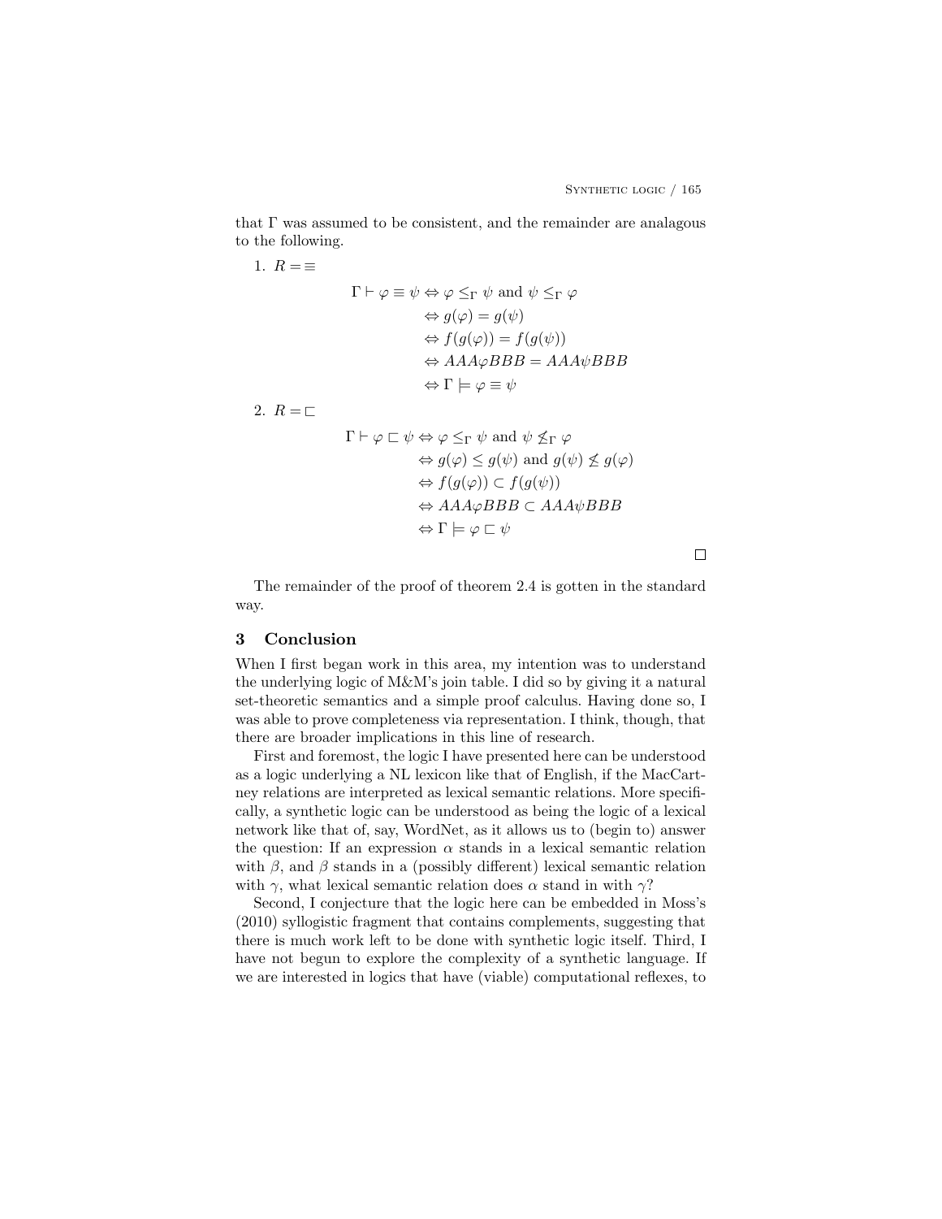that $\Gamma$ was assumed to be consistent, and the remainder are analagous to the following.

1. $R = \equiv$

$$
\begin{aligned}
\Gamma \vdash \varphi \equiv \psi &\Leftrightarrow \varphi \leq_\Gamma \psi \text{ and } \psi \leq_\Gamma \varphi \\
&\Leftrightarrow g(\varphi) = g(\psi) \\
&\Leftrightarrow f(g(\varphi)) = f(g(\psi)) \\
&\Leftrightarrow AAA\varphi BBB = AAA\psi BBB \\
&\Leftrightarrow \Gamma \models \varphi \equiv \psi
\end{aligned}
$$

2. $R = \sqsubset$

$$
\begin{aligned}
\Gamma \vdash \varphi \sqsubset \psi &\Leftrightarrow \varphi \leq_\Gamma \psi \text{ and } \psi \not\leq_\Gamma \varphi \\
&\Leftrightarrow g(\varphi) \leq g(\psi) \text{ and } g(\psi) \not\leq g(\varphi) \\
&\Leftrightarrow f(g(\varphi)) \subset f(g(\psi)) \\
&\Leftrightarrow AAA\varphi BBB \subset AAA\psi BBB \\
&\Leftrightarrow \Gamma \models \varphi \sqsubset \psi
\end{aligned}
$$

□

The remainder of the proof of theorem 2.4 is gotten in the standard way.

## 3 Conclusion

When I first began work in this area, my intention was to understand the underlying logic of M&M's join table. I did so by giving it a natural set-theoretic semantics and a simple proof calculus. Having done so, I was able to prove completeness via representation. I think, though, that there are broader implications in this line of research.

First and foremost, the logic I have presented here can be understood as a logic underlying a NL lexicon like that of English, if the MacCartney relations are interpreted as lexical semantic relations. More specifically, a synthetic logic can be understood as being the logic of a lexical network like that of, say, WordNet, as it allows us to (begin to) answer the question: If an expression $\alpha$ stands in a lexical semantic relation with $\beta$, and $\beta$ stands in a (possibly different) lexical semantic relation with $\gamma$, what lexical semantic relation does $\alpha$ stand in with $\gamma$?

Second, I conjecture that the logic here can be embedded in Moss's (2010) syllogistic fragment that contains complements, suggesting that there is much work left to be done with synthetic logic itself. Third, I have not begun to explore the complexity of a synthetic language. If we are interested in logics that have (viable) computational reflexes, to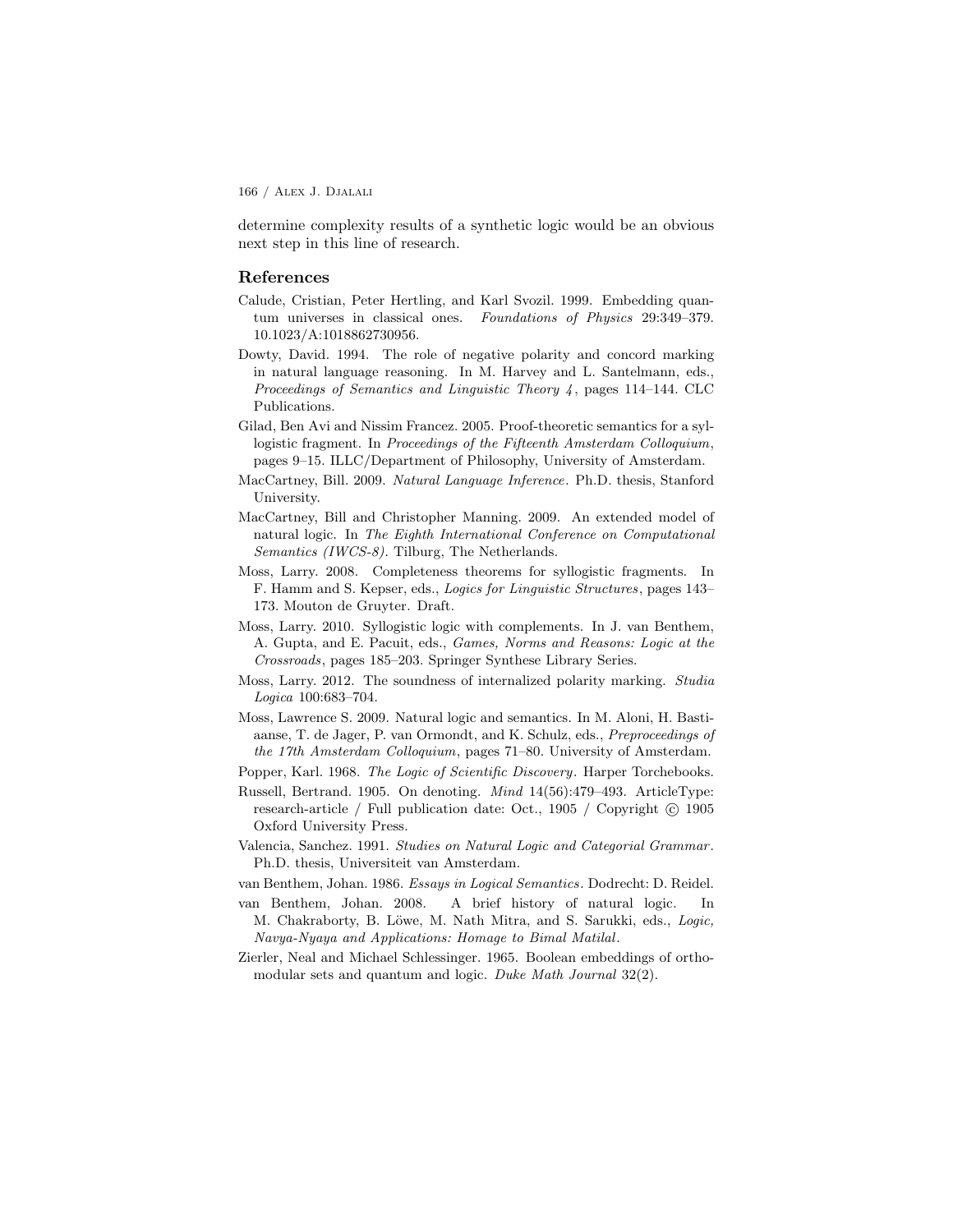determine complexity results of a synthetic logic would be an obvious next step in this line of research.

## References

Calude, Cristian, Peter Hertling, and Karl Svozil. 1999. Embedding quantum universes in classical ones. *Foundations of Physics* 29:349–379. 10.1023/A:1018862730956.

Dowty, David. 1994. The role of negative polarity and concord marking in natural language reasoning. In M. Harvey and L. Santelmann, eds., *Proceedings of Semantics and Linguistic Theory 4*, pages 114–144. CLC Publications.

Gilad, Ben Avi and Nissim Francez. 2005. Proof-theoretic semantics for a syllogistic fragment. In *Proceedings of the Fifteenth Amsterdam Colloquium*, pages 9–15. ILLC/Department of Philosophy, University of Amsterdam.

MacCartney, Bill. 2009. *Natural Language Inference*. Ph.D. thesis, Stanford University.

MacCartney, Bill and Christopher Manning. 2009. An extended model of natural logic. In *The Eighth International Conference on Computational Semantics (IWCS-8)*. Tilburg, The Netherlands.

Moss, Larry. 2008. Completeness theorems for syllogistic fragments. In F. Hamm and S. Kepser, eds., *Logics for Linguistic Structures*, pages 143–173. Mouton de Gruyter. Draft.

Moss, Larry. 2010. Syllogistic logic with complements. In J. van Benthem, A. Gupta, and E. Pacuit, eds., *Games, Norms and Reasons: Logic at the Crossroads*, pages 185–203. Springer Synthese Library Series.

Moss, Larry. 2012. The soundness of internalized polarity marking. *Studia Logica* 100:683–704.

Moss, Lawrence S. 2009. Natural logic and semantics. In M. Aloni, H. Bastiaanse, T. de Jager, P. van Ormondt, and K. Schulz, eds., *Preproceedings of the 17th Amsterdam Colloquium*, pages 71–80. University of Amsterdam.

Popper, Karl. 1968. *The Logic of Scientific Discovery*. Harper Torchebooks.

Russell, Bertrand. 1905. On denoting. *Mind* 14(56):479–493. ArticleType: research-article / Full publication date: Oct., 1905 / Copyright © 1905 Oxford University Press.

Valencia, Sanchez. 1991. *Studies on Natural Logic and Categorial Grammar*. Ph.D. thesis, Universiteit van Amsterdam.

van Benthem, Johan. 1986. *Essays in Logical Semantics*. Dodrecht: D. Reidel.

van Benthem, Johan. 2008. A brief history of natural logic. In M. Chakraborty, B. Löwe, M. Nath Mitra, and S. Sarukki, eds., *Logic, Navya-Nyaya and Applications: Homage to Bimal Matilal*.

Zierler, Neal and Michael Schlessinger. 1965. Boolean embeddings of orthomodular sets and quantum and logic. *Duke Math Journal* 32(2).